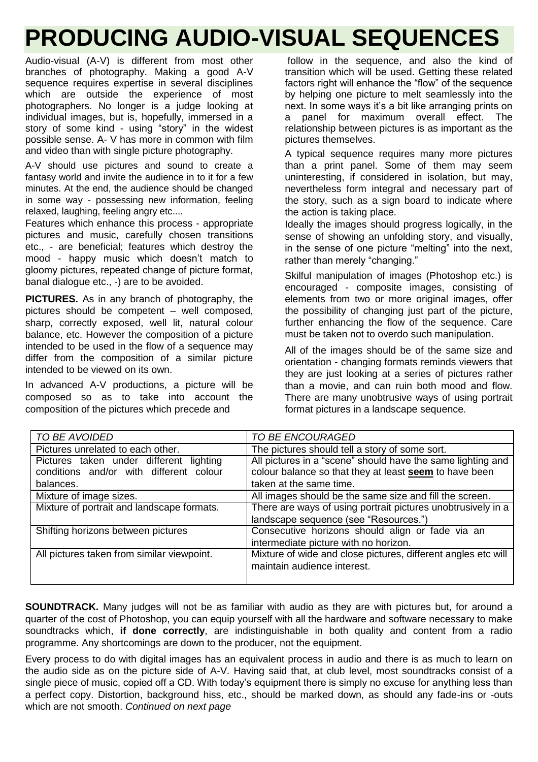# PRODUCING AUDIO-VISUAL SEQUENCES

Audio-visual (A-V) is different from most other branches of photography. Making a good A-V sequence requires expertise in several disciplines which are outside the experience of most photographers. No longer is a judge looking at individual images, but is, hopefully, immersed in a story of some kind - using "story" in the widest possible sense. A- V has more in common with film and video than with single picture photography.

A-V should use pictures and sound to create a fantasy world and invite the audience in to it for a few minutes. At the end, the audience should be changed in some way - possessing new information, feeling relaxed, laughing, feeling angry etc....

Features which enhance this process - appropriate pictures and music, carefully chosen transitions etc., - are beneficial; features which destroy the mood - happy music which doesn't match to gloomy pictures, repeated change of picture format, banal dialogue etc., -) are to be avoided.

**PICTURES.** As in any branch of photography, the pictures should be competent – well composed, sharp, correctly exposed, well lit, natural colour balance, etc. However the composition of a picture intended to be used in the flow of a sequence may differ from the composition of a similar picture intended to be viewed on its own.

In advanced A-V productions, a picture will be composed so as to take into account the composition of the pictures which precede and follow in the sequence, and also the kind of transition which will be used. Getting these related factors right will enhance the "flow" of the sequence by helping one picture to melt seamlessly into the next. In some ways it's a bit like arranging prints on a panel for maximum overall effect. The relationship between pictures is as important as the pictures themselves.

A typical sequence requires many more pictures than a print panel. Some of them may seem uninteresting, if considered in isolation, but may, nevertheless form integral and necessary part of the story, such as a sign board to indicate where the action is taking place.

Ideally the images should progress logically, in the sense of showing an unfolding story, and visually, in the sense of one picture "melting" into the next, rather than merely "changing."

Skilful manipulation of images (Photoshop etc.) is encouraged - composite images, consisting of elements from two or more original images, offer the possibility of changing just part of the picture, further enhancing the flow of the sequence. Care must be taken not to overdo such manipulation.

All of the images should be of the same size and orientation - changing formats reminds viewers that they are just looking at a series of pictures rather than a movie, and can ruin both mood and flow. There are many unobtrusive ways of using portrait format pictures in a landscape sequence.

| *TO BE AVOIDED* | *TO BE ENCOURAGED* |
|---|---|
| Pictures unrelated to each other. | The pictures should tell a story of some sort. |
| Pictures taken under different lighting conditions and/or with different colour balances. | All pictures in a "scene" should have the same lighting and colour balance so that they at least **seem** to have been taken at the same time. |
| Mixture of image sizes. | All images should be the same size and fill the screen. |
| Mixture of portrait and landscape formats. | There are ways of using portrait pictures unobtrusively in a landscape sequence (see "Resources.") |
| Shifting horizons between pictures | Consecutive horizons should align or fade via an intermediate picture with no horizon. |
| All pictures taken from similar viewpoint. | Mixture of wide and close pictures, different angles etc will maintain audience interest. |

**SOUNDTRACK.** Many judges will not be as familiar with audio as they are with pictures but, for around a quarter of the cost of Photoshop, you can equip yourself with all the hardware and software necessary to make soundtracks which, **if done correctly**, are indistinguishable in both quality and content from a radio programme. Any shortcomings are down to the producer, not the equipment.

Every process to do with digital images has an equivalent process in audio and there is as much to learn on the audio side as on the picture side of A-V. Having said that, at club level, most soundtracks consist of a single piece of music, copied off a CD. With today's equipment there is simply no excuse for anything less than a perfect copy. Distortion, background hiss, etc., should be marked down, as should any fade-ins or -outs which are not smooth. *Continued on next page*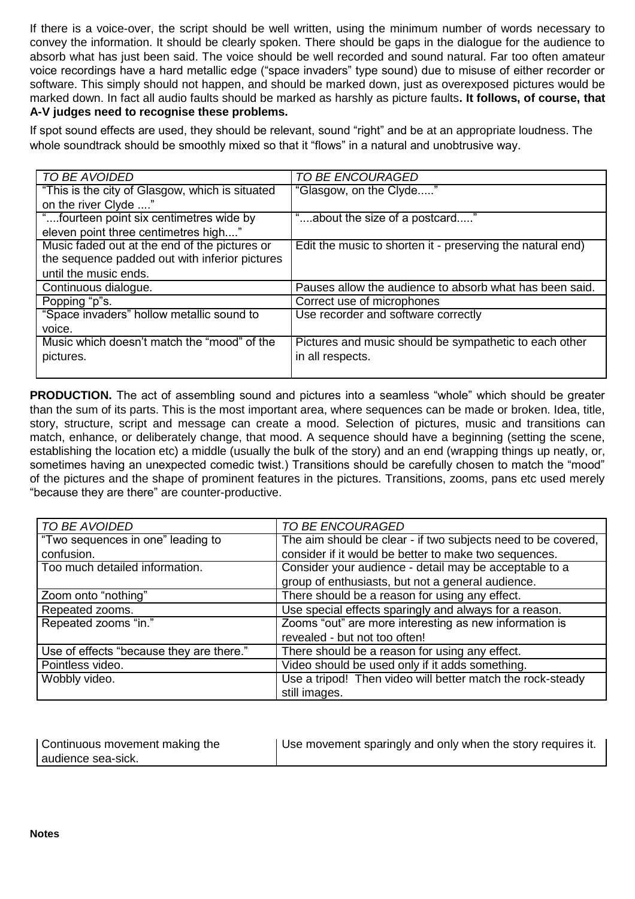If there is a voice-over, the script should be well written, using the minimum number of words necessary to convey the information. It should be clearly spoken. There should be gaps in the dialogue for the audience to absorb what has just been said. The voice should be well recorded and sound natural. Far too often amateur voice recordings have a hard metallic edge ("space invaders" type sound) due to misuse of either recorder or software. This simply should not happen, and should be marked down, just as overexposed pictures would be marked down. In fact all audio faults should be marked as harshly as picture faults**. It follows, of course, that A-V judges need to recognise these problems.**

If spot sound effects are used, they should be relevant, sound "right" and be at an appropriate loudness. The whole soundtrack should be smoothly mixed so that it "flows" in a natural and unobtrusive way.

| *TO BE AVOIDED* | *TO BE ENCOURAGED* |
|---|---|
| "This is the city of Glasgow, which is situated on the river Clyde ...." | "Glasgow, on the Clyde....." |
| "....fourteen point six centimetres wide by eleven point three centimetres high...." | "....about the size of a postcard....." |
| Music faded out at the end of the pictures or the sequence padded out with inferior pictures until the music ends. | Edit the music to shorten it - preserving the natural end) |
| Continuous dialogue. | Pauses allow the audience to absorb what has been said. |
| Popping "p"s. | Correct use of microphones |
| "Space invaders" hollow metallic sound to voice. | Use recorder and software correctly |
| Music which doesn't match the "mood" of the pictures. | Pictures and music should be sympathetic to each other in all respects. |

**PRODUCTION.** The act of assembling sound and pictures into a seamless "whole" which should be greater than the sum of its parts. This is the most important area, where sequences can be made or broken. Idea, title, story, structure, script and message can create a mood. Selection of pictures, music and transitions can match, enhance, or deliberately change, that mood. A sequence should have a beginning (setting the scene, establishing the location etc) a middle (usually the bulk of the story) and an end (wrapping things up neatly, or, sometimes having an unexpected comedic twist.) Transitions should be carefully chosen to match the "mood" of the pictures and the shape of prominent features in the pictures. Transitions, zooms, pans etc used merely "because they are there" are counter-productive.

| *TO BE AVOIDED* | *TO BE ENCOURAGED* |
|---|---|
| "Two sequences in one" leading to confusion. | The aim should be clear - if two subjects need to be covered, consider if it would be better to make two sequences. |
| Too much detailed information. | Consider your audience - detail may be acceptable to a group of enthusiasts, but not a general audience. |
| Zoom onto "nothing" | There should be a reason for using any effect. |
| Repeated zooms. | Use special effects sparingly and always for a reason. |
| Repeated zooms "in." | Zooms "out" are more interesting as new information is revealed - but not too often! |
| Use of effects "because they are there." | There should be a reason for using any effect. |
| Pointless video. | Video should be used only if it adds something. |
| Wobbly video. | Use a tripod! Then video will better match the rock-steady still images. |
| Continuous movement making the audience sea-sick. | Use movement sparingly and only when the story requires it. |

**Notes**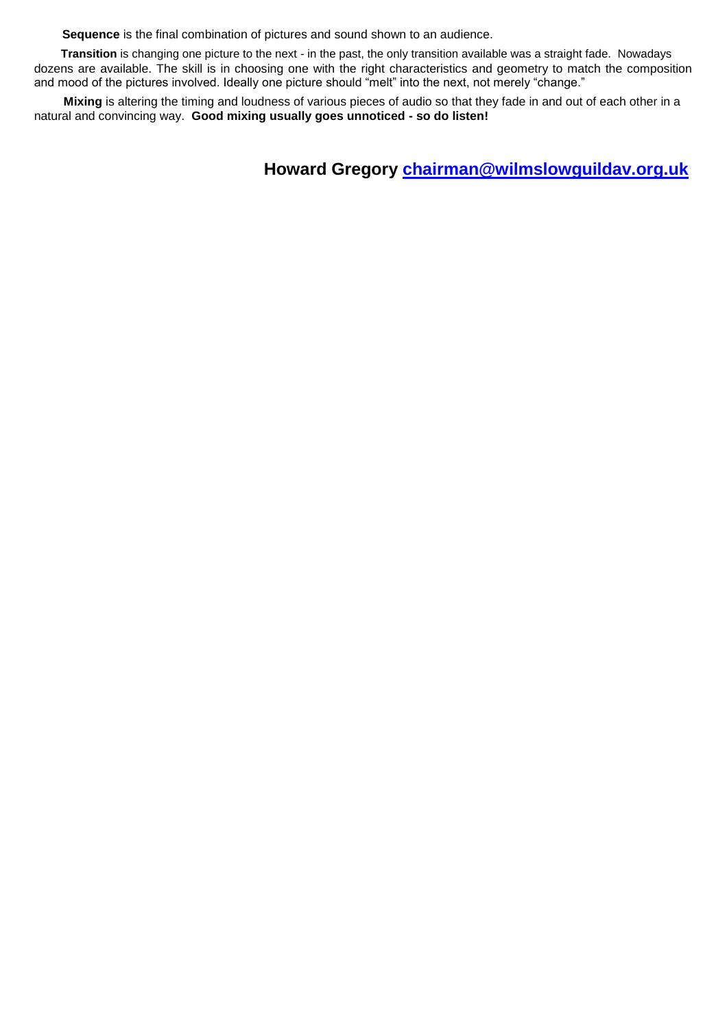**Sequence** is the final combination of pictures and sound shown to an audience.

**Transition** is changing one picture to the next - in the past, the only transition available was a straight fade. Nowadays dozens are available. The skill is in choosing one with the right characteristics and geometry to match the composition and mood of the pictures involved. Ideally one picture should "melt" into the next, not merely "change."

**Mixing** is altering the timing and loudness of various pieces of audio so that they fade in and out of each other in a natural and convincing way. **Good mixing usually goes unnoticed - so do listen!**

**Howard Gregory [chairman@wilmslowguildav.org.uk](mailto:chairman@wilmslowguildav.org.uk)**